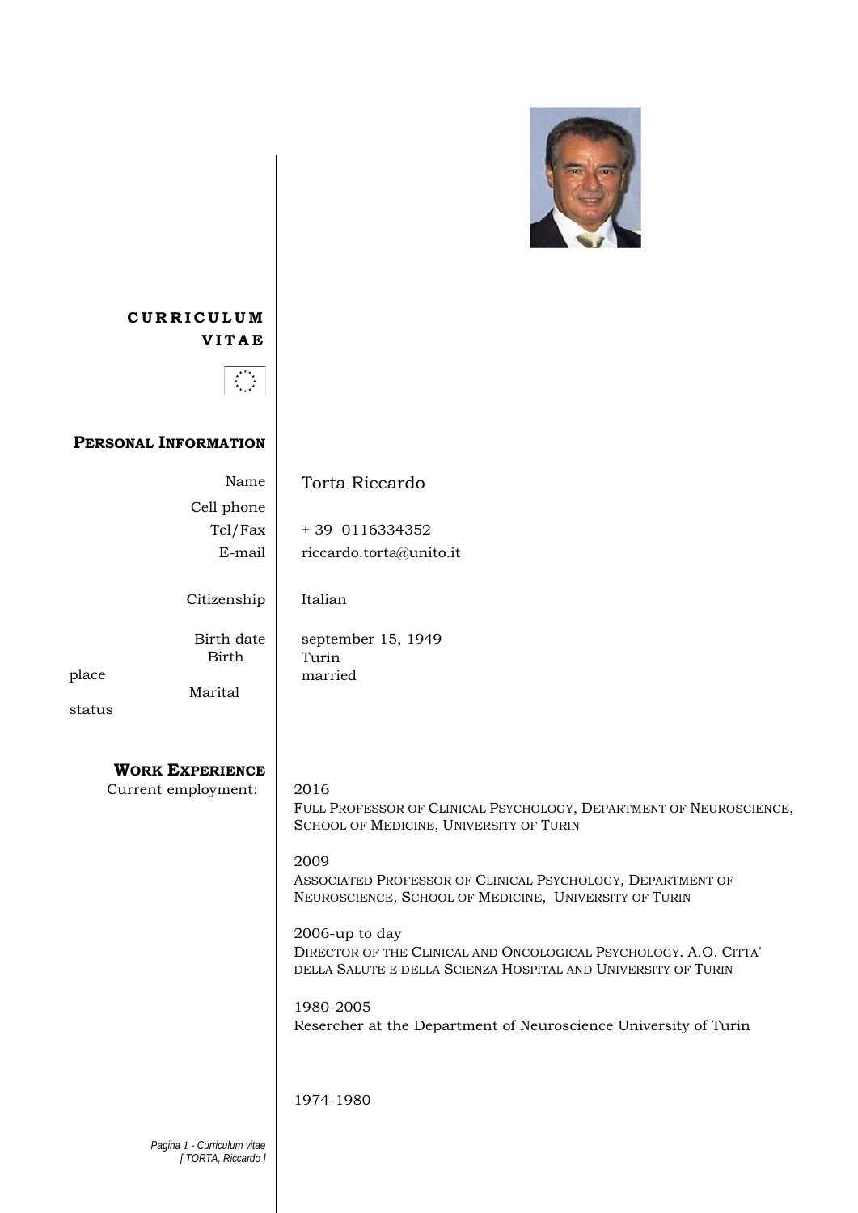# CURRICULUM VITAE

## PERSONAL INFORMATION

| | |
|---|---|
| Name | Torta Riccardo |
| Cell phone | |
| Tel/Fax | + 39 0116334352 |
| E-mail | riccardo.torta@unito.it |
| Citizenship | Italian |
| Birth date | september 15, 1949 |
| Birth place | Turin |
| Marital status | married |

## WORK EXPERIENCE

Current employment:

2016
FULL PROFESSOR OF CLINICAL PSYCHOLOGY, DEPARTMENT OF NEUROSCIENCE, SCHOOL OF MEDICINE, UNIVERSITY OF TURIN

2009
ASSOCIATED PROFESSOR OF CLINICAL PSYCHOLOGY, DEPARTMENT OF NEUROSCIENCE, SCHOOL OF MEDICINE, UNIVERSITY OF TURIN

2006-up to day
DIRECTOR OF THE CLINICAL AND ONCOLOGICAL PSYCHOLOGY. A.O. CITTA' DELLA SALUTE E DELLA SCIENZA HOSPITAL AND UNIVERSITY OF TURIN

1980-2005
Resercher at the Department of Neuroscience University of Turin

1974-1980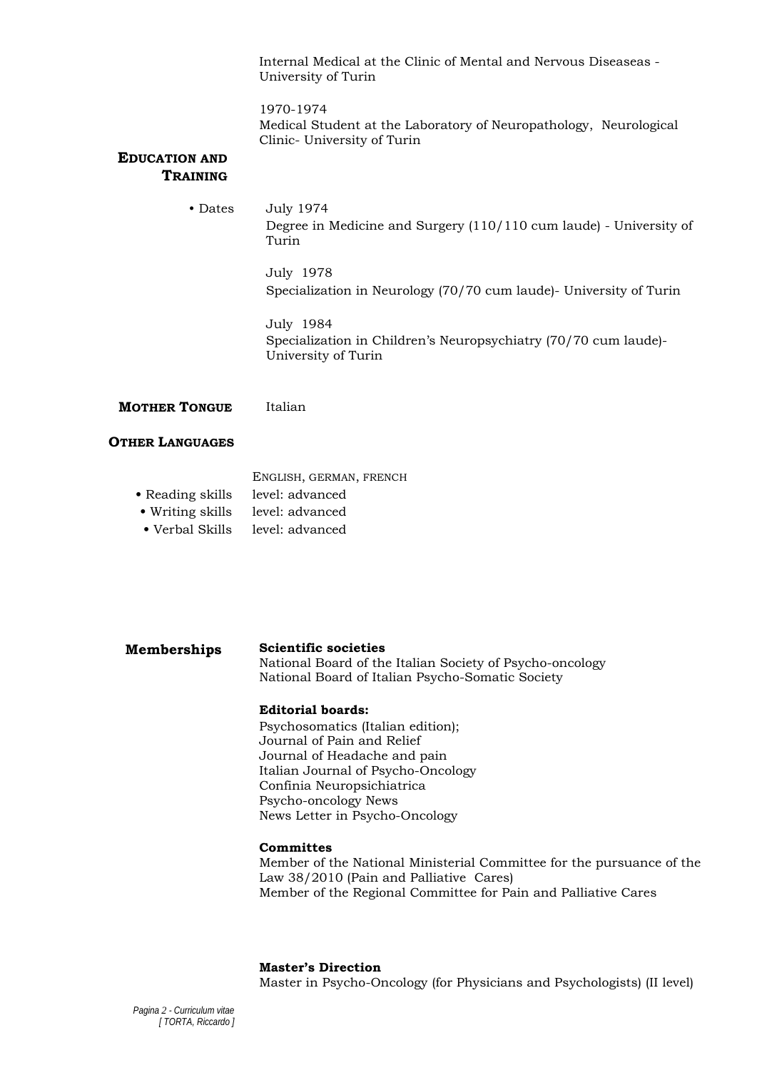Internal Medical at the Clinic of Mental and Nervous Diseaseas - University of Turin

1970-1974
Medical Student at the Laboratory of Neuropathology, Neurological Clinic- University of Turin

## Education and Training

- Dates

July 1974
Degree in Medicine and Surgery (110/110 cum laude) - University of Turin

July 1978
Specialization in Neurology (70/70 cum laude)- University of Turin

July 1984
Specialization in Children's Neuropsychiatry (70/70 cum laude)- University of Turin

## Mother Tongue

Italian

## Other Languages

ENGLISH, GERMAN, FRENCH

- Reading skills level: advanced
- Writing skills level: advanced
- Verbal Skills level: advanced

## Memberships

**Scientific societies**
National Board of the Italian Society of Psycho-oncology
National Board of Italian Psycho-Somatic Society

**Editorial boards:**
Psychosomatics (Italian edition);
Journal of Pain and Relief
Journal of Headache and pain
Italian Journal of Psycho-Oncology
Confinia Neuropsichiatrica
Psycho-oncology News
News Letter in Psycho-Oncology

**Committees**
Member of the National Ministerial Committee for the pursuance of the Law 38/2010 (Pain and Palliative Cares)
Member of the Regional Committee for Pain and Palliative Cares

**Master's Direction**
Master in Psycho-Oncology (for Physicians and Psychologists) (II level)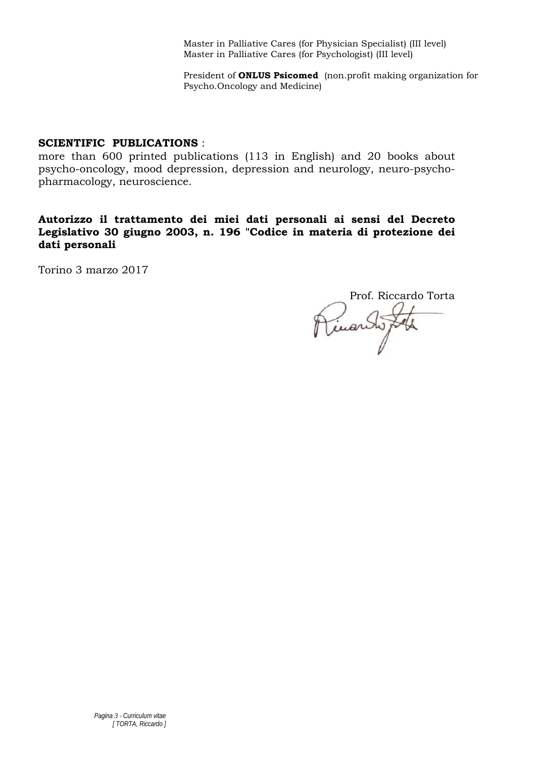Master in Palliative Cares (for Physician Specialist) (III level)
Master in Palliative Cares (for Psychologist) (III level)

President of **ONLUS Psicomed** (non.profit making organization for Psycho.Oncology and Medicine)

**SCIENTIFIC PUBLICATIONS** :
more than 600 printed publications (113 in English) and 20 books about psycho-oncology, mood depression, depression and neurology, neuro-psycho-pharmacology, neuroscience.

**Autorizzo il trattamento dei miei dati personali ai sensi del Decreto Legislativo 30 giugno 2003, n. 196 "Codice in materia di protezione dei dati personali**

Torino 3 marzo 2017

Prof. Riccardo Torta